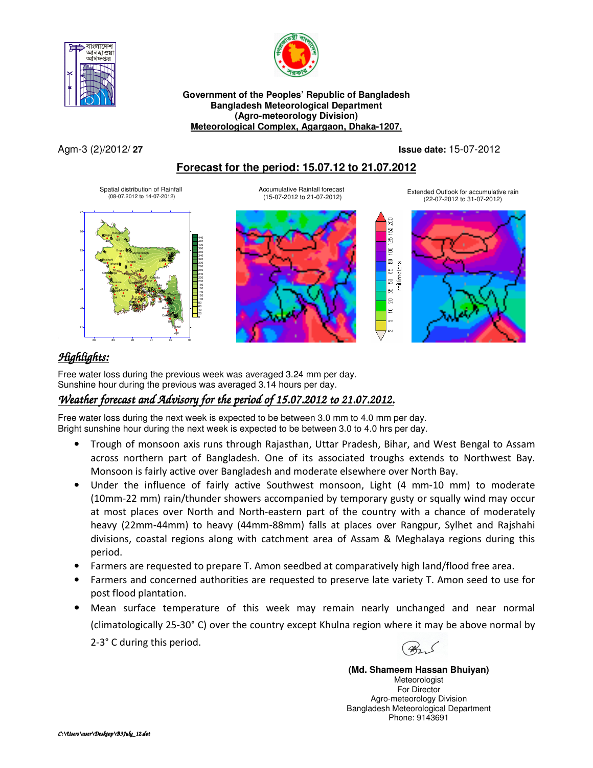**Government of the Peoples' Republic of Bangladesh**
**Bangladesh Meteorological Department**
**(Agro-meteorology Division)**
**Meteorological Complex, Agargaon, Dhaka-1207.**

Agm-3 (2)/2012/ **27** **Issue date:** 15-07-2012

## Forecast for the period: 15.07.12 to 21.07.2012

Spatial distribution of Rainfall (08-07.2012 to 14-07-2012)

Accumulative Rainfall forecast (15-07-2012 to 21-07-2012)

Extended Outlook for accumulative rain (22-07-2012 to 31-07-2012)

## *Highlights:*

Free water loss during the previous week was averaged 3.24 mm per day.
Sunshine hour during the previous was averaged 3.14 hours per day.

## *Weather forecast and Advisory for the period of 15.07.2012 to 21.07.2012.*

Free water loss during the next week is expected to be between 3.0 mm to 4.0 mm per day.
Bright sunshine hour during the next week is expected to be between 3.0 to 4.0 hrs per day.

- Trough of monsoon axis runs through Rajasthan, Uttar Pradesh, Bihar, and West Bengal to Assam across northern part of Bangladesh. One of its associated troughs extends to Northwest Bay. Monsoon is fairly active over Bangladesh and moderate elsewhere over North Bay.
- Under the influence of fairly active Southwest monsoon, Light (4 mm-10 mm) to moderate (10mm-22 mm) rain/thunder showers accompanied by temporary gusty or squally wind may occur at most places over North and North-eastern part of the country with a chance of moderately heavy (22mm-44mm) to heavy (44mm-88mm) falls at places over Rangpur, Sylhet and Rajshahi divisions, coastal regions along with catchment area of Assam & Meghalaya regions during this period.
- Farmers are requested to prepare T. Amon seedbed at comparatively high land/flood free area.
- Farmers and concerned authorities are requested to preserve late variety T. Amon seed to use for post flood plantation.
- Mean surface temperature of this week may remain nearly unchanged and near normal (climatologically 25-30° C) over the country except Khulna region where it may be above normal by 2-3° C during this period.

**(Md. Shameem Hassan Bhuiyan)**
Meteorologist
For Director
Agro-meteorology Division
Bangladesh Meteorological Department
Phone: 9143691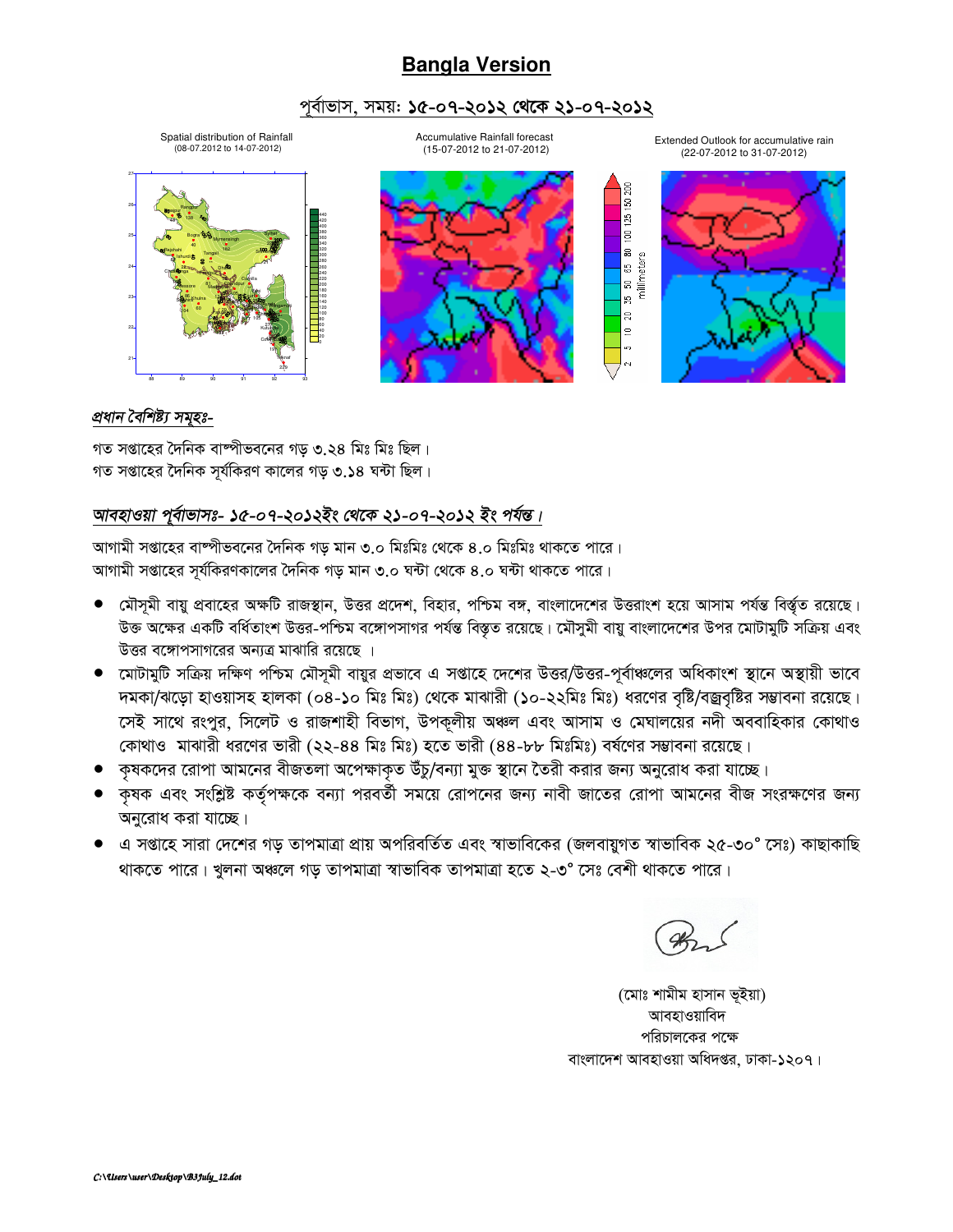# Bangla Version

## পূর্বাভাস, সময়: ১৫-০৭-২০১২ থেকে ২১-০৭-২০১২

Spatial distribution of Rainfall (08-07.2012 to 14-07-2012)

Accumulative Rainfall forecast (15-07-2012 to 21-07-2012)

Extended Outlook for accumulative rain (22-07-2012 to 31-07-2012)

*প্রধান বৈশিষ্ট্য সমূহঃ-*

গত সপ্তাহের দৈনিক বাষ্পীভবনের গড় ৩.২৪ মিঃ মিঃ ছিল।
গত সপ্তাহের দৈনিক সূর্যকিরণ কালের গড় ৩.১৪ ঘন্টা ছিল।

*আবহাওয়া পূর্বাভাসঃ- ১৫-০৭-২০১২ইং থেকে ২১-০৭-২০১২ ইং পর্যন্ত।*

আগামী সপ্তাহের বাষ্পীভবনের দৈনিক গড় মান ৩.০ মিঃমিঃ থেকে ৪.০ মিঃমিঃ থাকতে পারে।
আগামী সপ্তাহের সূর্যকিরণকালের দৈনিক গড় মান ৩.০ ঘন্টা থেকে ৪.০ ঘন্টা থাকতে পারে।

- মৌসূমী বায়ু প্রবাহের অক্ষটি রাজস্থান, উত্তর প্রদেশ, বিহার, পশ্চিম বঙ্গ, বাংলাদেশের উত্তরাংশ হয়ে আসাম পর্যন্ত বিস্তৃত রয়েছে। উক্ত অক্ষের একটি বর্ধিতাংশ উত্তর-পশ্চিম বঙ্গোপসাগর পর্যন্ত বিস্তৃত রয়েছে। মৌসুমী বায়ু বাংলাদেশের উপর মোটামুটি সক্রিয় এবং উত্তর বঙ্গোপসাগরের অন্যত্র মাঝারি রয়েছে ।
- মোটামুটি সক্রিয় দক্ষিণ পশ্চিম মৌসূমী বায়ুর প্রভাবে এ সপ্তাহে দেশের উত্তর/উত্তর-পূর্বাঞ্চলের অধিকাংশ স্থানে অস্থায়ী ভাবে দমকা/ঝড়ো হাওয়াসহ হালকা (০৪-১০ মিঃ মিঃ) থেকে মাঝারী (১০-২২মিঃ মিঃ) ধরণের বৃষ্টি/বজ্রবৃষ্টির সম্ভাবনা রয়েছে। সেই সাথে রংপুর, সিলেট ও রাজশাহী বিভাগ, উপকূলীয় অঞ্চল এবং আসাম ও মেঘালয়ের নদী অববাহিকার কোথাও কোথাও মাঝারী ধরণের ভারী (২২-৪৪ মিঃ মিঃ) হতে ভারী (৪৪-৮৮ মিঃমিঃ) বর্ষণের সম্ভাবনা রয়েছে।
- কৃষকদের রোপা আমনের বীজতলা অপেক্ষাকৃত উঁচু/বন্যা মুক্ত স্থানে তৈরী করার জন্য অনুরোধ করা যাচ্ছে।
- কৃষক এবং সংশ্লিষ্ট কর্তৃপক্ষকে বন্যা পরবর্তী সময়ে রোপনের জন্য নাবী জাতের রোপা আমনের বীজ সংরক্ষণের জন্য অনুরোধ করা যাচ্ছে।
- এ সপ্তাহে সারা দেশের গড় তাপমাত্রা প্রায় অপরিবর্তিত এবং স্বাভাবিকের (জলবায়ুগত স্বাভাবিক ২৫-৩০° সেঃ) কাছাকাছি থাকতে পারে। খুলনা অঞ্চলে গড় তাপমাত্রা স্বাভাবিক তাপমাত্রা হতে ২-৩° সেঃ বেশী থাকতে পারে।

(মোঃ শামীম হাসান ভূইয়া)
আবহাওয়াবিদ
পরিচালকের পক্ষে
বাংলাদেশ আবহাওয়া অধিদপ্তর, ঢাকা-১২০৭।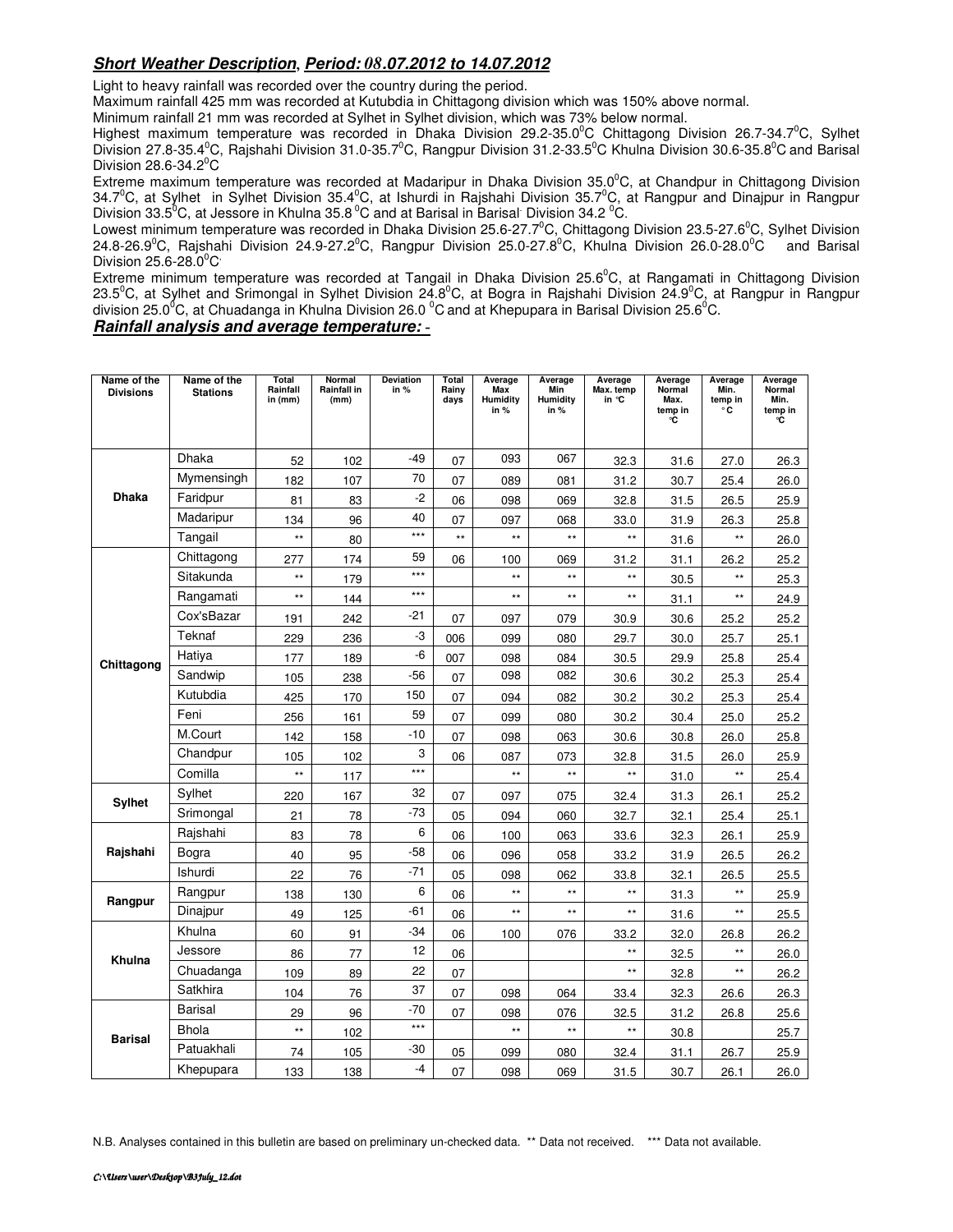## ***Short Weather Description, Period: 08.07.2012 to 14.07.2012***

Light to heavy rainfall was recorded over the country during the period.

Maximum rainfall 425 mm was recorded at Kutubdia in Chittagong division which was 150% above normal.

Minimum rainfall 21 mm was recorded at Sylhet in Sylhet division, which was 73% below normal.

Highest maximum temperature was recorded in Dhaka Division 29.2-35.0$^0$C Chittagong Division 26.7-34.7$^0$C, Sylhet Division 27.8-35.4$^0$C, Rajshahi Division 31.0-35.7$^0$C, Rangpur Division 31.2-33.5$^0$C Khulna Division 30.6-35.8$^0$C and Barisal Division 28.6-34.2$^0$C

Extreme maximum temperature was recorded at Madaripur in Dhaka Division 35.0$^0$C, at Chandpur in Chittagong Division 34.7$^0$C, at Sylhet in Sylhet Division 35.4$^0$C, at Ishurdi in Rajshahi Division 35.7$^0$C, at Rangpur and Dinajpur in Rangpur Division 33.5$^0$C, at Jessore in Khulna 35.8 $^0$C and at Barisal in Barisal Division 34.2 $^0$C.

Lowest minimum temperature was recorded in Dhaka Division 25.6-27.7$^0$C, Chittagong Division 23.5-27.6$^0$C, Sylhet Division 24.8-26.9$^0$C, Rajshahi Division 24.9-27.2$^0$C, Rangpur Division 25.0-27.8$^0$C, Khulna Division 26.0-28.0$^0$C and Barisal Division 25.6-28.0$^0$C.

Extreme minimum temperature was recorded at Tangail in Dhaka Division 25.6$^0$C, at Rangamati in Chittagong Division 23.5$^0$C, at Sylhet and Srimongal in Sylhet Division 24.8$^0$C, at Bogra in Rajshahi Division 24.9$^0$C, at Rangpur in Rangpur division 25.0$^0$C, at Chuadanga in Khulna Division 26.0 $^0$C and at Khepupara in Barisal Division 25.6$^0$C.

### ***Rainfall analysis and average temperature: -***

| Name of the Divisions | Name of the Stations | Total Rainfall in (mm) | Normal Rainfall in (mm) | Deviation in % | Total Rainy days | Average Max Humidity in % | Average Min Humidity in % | Average Max. temp in °C | Average Normal Max. temp in °C | Average Min. temp in °C | Average Normal Min. temp in °C |
|---|---|---|---|---|---|---|---|---|---|---|---|
| Dhaka | Dhaka | 52 | 102 | -49 | 07 | 093 | 067 | 32.3 | 31.6 | 27.0 | 26.3 |
| | Mymensingh | 182 | 107 | 70 | 07 | 089 | 081 | 31.2 | 30.7 | 25.4 | 26.0 |
| | Faridpur | 81 | 83 | -2 | 06 | 098 | 069 | 32.8 | 31.5 | 26.5 | 25.9 |
| | Madaripur | 134 | 96 | 40 | 07 | 097 | 068 | 33.0 | 31.9 | 26.3 | 25.8 |
| | Tangail | ** | 80 | *** | ** | ** | ** | ** | 31.6 | ** | 26.0 |
| Chittagong | Chittagong | 277 | 174 | 59 | 06 | 100 | 069 | 31.2 | 31.1 | 26.2 | 25.2 |
| | Sitakunda | ** | 179 | *** | | ** | ** | ** | 30.5 | ** | 25.3 |
| | Rangamati | ** | 144 | *** | | ** | ** | ** | 31.1 | ** | 24.9 |
| | Cox'sBazar | 191 | 242 | -21 | 07 | 097 | 079 | 30.9 | 30.6 | 25.2 | 25.2 |
| | Teknaf | 229 | 236 | -3 | 006 | 099 | 080 | 29.7 | 30.0 | 25.7 | 25.1 |
| | Hatiya | 177 | 189 | -6 | 007 | 098 | 084 | 30.5 | 29.9 | 25.8 | 25.4 |
| | Sandwip | 105 | 238 | -56 | 07 | 098 | 082 | 30.6 | 30.2 | 25.3 | 25.4 |
| | Kutubdia | 425 | 170 | 150 | 07 | 094 | 082 | 30.2 | 30.2 | 25.3 | 25.4 |
| | Feni | 256 | 161 | 59 | 07 | 099 | 080 | 30.2 | 30.4 | 25.0 | 25.2 |
| | M.Court | 142 | 158 | -10 | 07 | 098 | 063 | 30.6 | 30.8 | 26.0 | 25.8 |
| | Chandpur | 105 | 102 | 3 | 06 | 087 | 073 | 32.8 | 31.5 | 26.0 | 25.9 |
| | Comilla | ** | 117 | *** | | ** | ** | ** | 31.0 | ** | 25.4 |
| Sylhet | Sylhet | 220 | 167 | 32 | 07 | 097 | 075 | 32.4 | 31.3 | 26.1 | 25.2 |
| | Srimongal | 21 | 78 | -73 | 05 | 094 | 060 | 32.7 | 32.1 | 25.4 | 25.1 |
| Rajshahi | Rajshahi | 83 | 78 | 6 | 06 | 100 | 063 | 33.6 | 32.3 | 26.1 | 25.9 |
| | Bogra | 40 | 95 | -58 | 06 | 096 | 058 | 33.2 | 31.9 | 26.5 | 26.2 |
| | Ishurdi | 22 | 76 | -71 | 05 | 098 | 062 | 33.8 | 32.1 | 26.5 | 25.5 |
| Rangpur | Rangpur | 138 | 130 | 6 | 06 | ** | ** | ** | 31.3 | ** | 25.9 |
| | Dinajpur | 49 | 125 | -61 | 06 | ** | ** | ** | 31.6 | ** | 25.5 |
| Khulna | Khulna | 60 | 91 | -34 | 06 | 100 | 076 | 33.2 | 32.0 | 26.8 | 26.2 |
| | Jessore | 86 | 77 | 12 | 06 | | | ** | 32.5 | ** | 26.0 |
| | Chuadanga | 109 | 89 | 22 | 07 | | | ** | 32.8 | ** | 26.2 |
| | Satkhira | 104 | 76 | 37 | 07 | 098 | 064 | 33.4 | 32.3 | 26.6 | 26.3 |
| Barisal | Barisal | 29 | 96 | -70 | 07 | 098 | 076 | 32.5 | 31.2 | 26.8 | 25.6 |
| | Bhola | ** | 102 | *** | | ** | ** | ** | 30.8 | | 25.7 |
| | Patuakhali | 74 | 105 | -30 | 05 | 099 | 080 | 32.4 | 31.1 | 26.7 | 25.9 |
| | Khepupara | 133 | 138 | -4 | 07 | 098 | 069 | 31.5 | 30.7 | 26.1 | 26.0 |

N.B. Analyses contained in this bulletin are based on preliminary un-checked data. ** Data not received. *** Data not available.